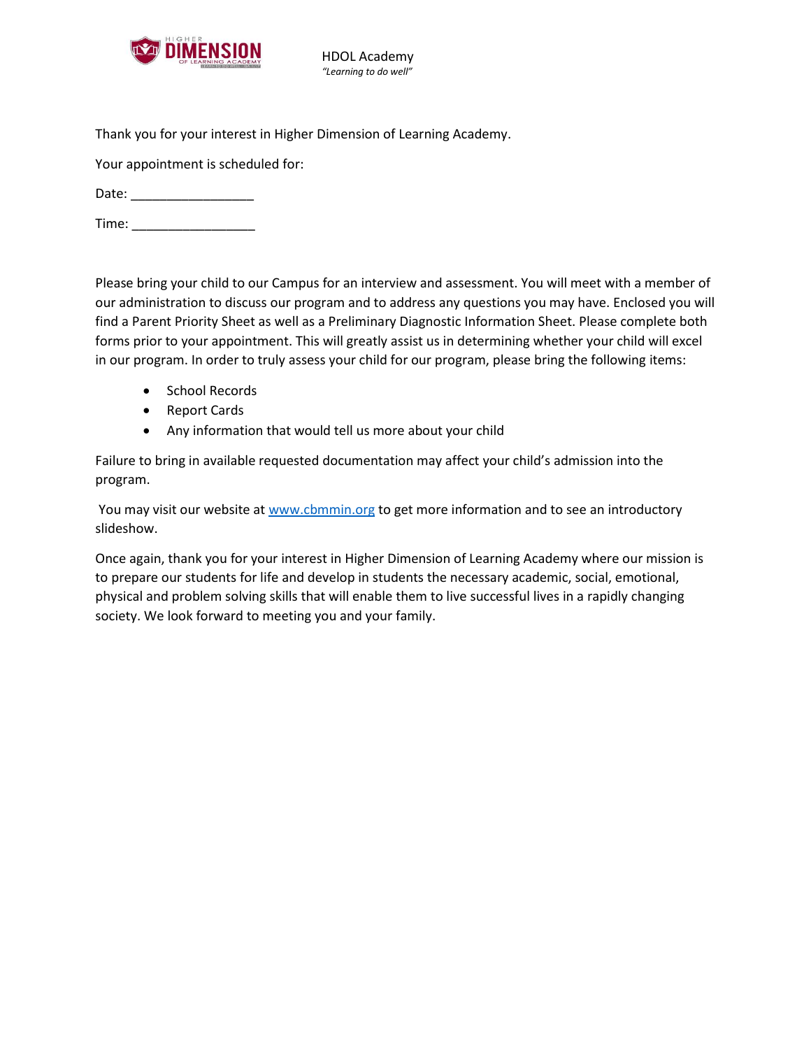HDOL Academy
*"Learning to do well"*

Thank you for your interest in Higher Dimension of Learning Academy.

Your appointment is scheduled for:

Date: ________________

Time: ________________

Please bring your child to our Campus for an interview and assessment. You will meet with a member of our administration to discuss our program and to address any questions you may have. Enclosed you will find a Parent Priority Sheet as well as a Preliminary Diagnostic Information Sheet. Please complete both forms prior to your appointment. This will greatly assist us in determining whether your child will excel in our program. In order to truly assess your child for our program, please bring the following items:

- School Records
- Report Cards
- Any information that would tell us more about your child

Failure to bring in available requested documentation may affect your child's admission into the program.

You may visit our website at [www.cbmmin.org](http://www.cbmmin.org) to get more information and to see an introductory slideshow.

Once again, thank you for your interest in Higher Dimension of Learning Academy where our mission is to prepare our students for life and develop in students the necessary academic, social, emotional, physical and problem solving skills that will enable them to live successful lives in a rapidly changing society. We look forward to meeting you and your family.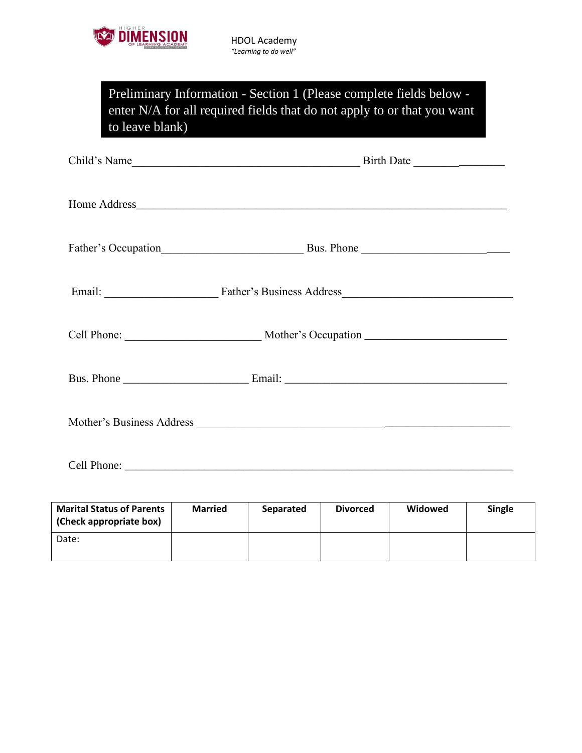HDOL Academy
*"Learning to do well"*

## Preliminary Information - Section 1 (Please complete fields below - enter N/A for all required fields that do not apply to or that you want to leave blank)

Child's Name_________________________________________ Birth Date ________________

Home Address___________________________________________________________________

Father's Occupation_________________________ Bus. Phone __________________________

Email: ____________________ Father's Business Address______________________________

Cell Phone: ________________________ Mother's Occupation _________________________

Bus. Phone ______________________ Email: ______________________________________

Mother's Business Address ____________________________________________________

Cell Phone: ____________________________________________________________________

| **Marital Status of Parents (Check appropriate box)** | **Married** | **Separated** | **Divorced** | **Widowed** | **Single** |
|---|---|---|---|---|---|
| Date: | | | | | |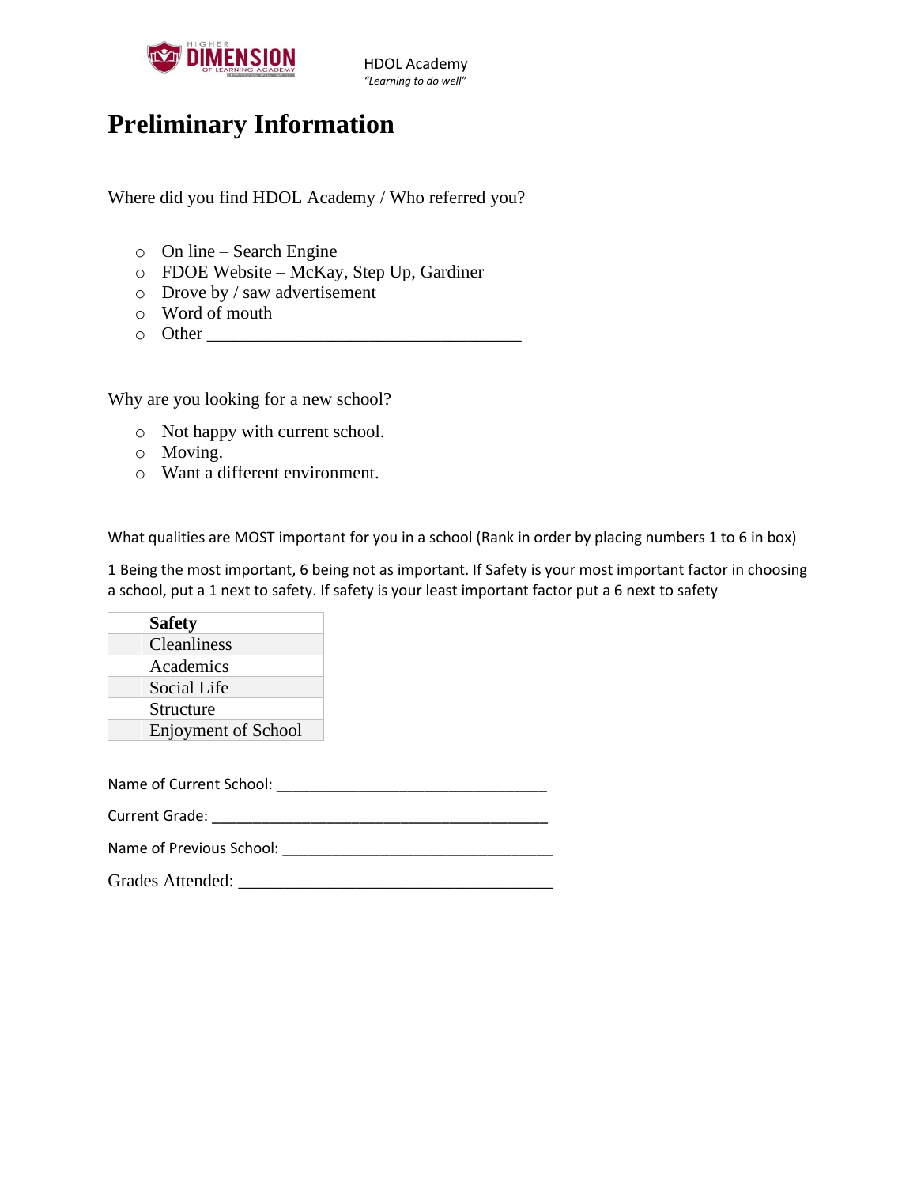HDOL Academy
*"Learning to do well"*

# Preliminary Information

Where did you find HDOL Academy / Who referred you?

- On line – Search Engine
- FDOE Website – McKay, Step Up, Gardiner
- Drove by / saw advertisement
- Word of mouth
- Other ___________________________________

Why are you looking for a new school?

- Not happy with current school.
- Moving.
- Want a different environment.

What qualities are MOST important for you in a school (Rank in order by placing numbers 1 to 6 in box)

1 Being the most important, 6 being not as important. If Safety is your most important factor in choosing a school, put a 1 next to safety. If safety is your least important factor put a 6 next to safety

| | **Safety** |
|---|---|
| | Cleanliness |
| | Academics |
| | Social Life |
| | Structure |
| | Enjoyment of School |

Name of Current School: ______________________________

Current Grade: _____________________________________

Name of Previous School: ______________________________

Grades Attended: ___________________________________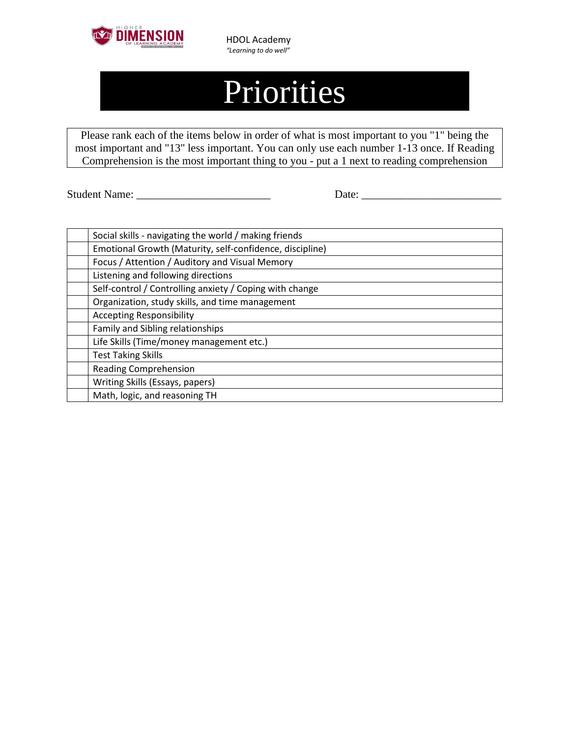HDOL Academy
*"Learning to do well"*

# Priorities

Please rank each of the items below in order of what is most important to you "1" being the most important and "13" less important. You can only use each number 1-13 once. If Reading Comprehension is the most important thing to you - put a 1 next to reading comprehension

Student Name: ________________________ Date: _________________________

| | |
|---|---|
| | Social skills - navigating the world / making friends |
| | Emotional Growth (Maturity, self-confidence, discipline) |
| | Focus / Attention / Auditory and Visual Memory |
| | Listening and following directions |
| | Self-control / Controlling anxiety / Coping with change |
| | Organization, study skills, and time management |
| | Accepting Responsibility |
| | Family and Sibling relationships |
| | Life Skills (Time/money management etc.) |
| | Test Taking Skills |
| | Reading Comprehension |
| | Writing Skills (Essays, papers) |
| | Math, logic, and reasoning TH |